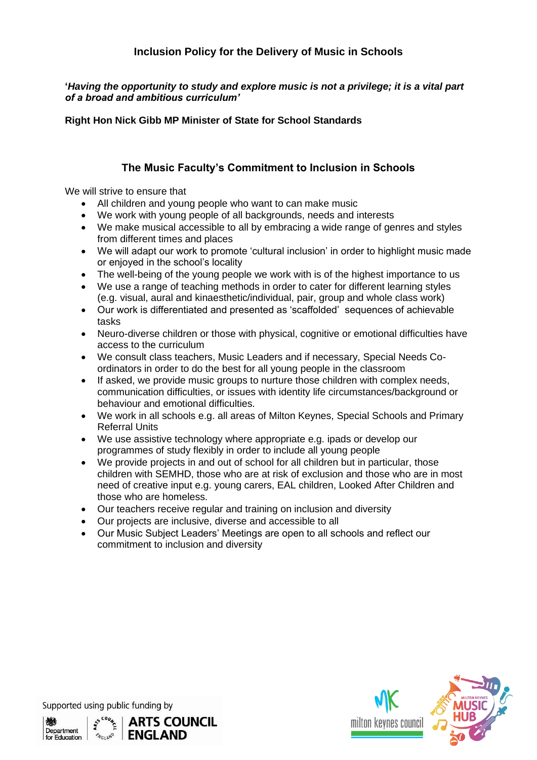# Inclusion Policy for the Delivery of Music in Schools

'***Having the opportunity to study and explore music is not a privilege; it is a vital part of a broad and ambitious curriculum'***

**Right Hon Nick Gibb MP Minister of State for School Standards**

## The Music Faculty's Commitment to Inclusion in Schools

We will strive to ensure that

- All children and young people who want to can make music
- We work with young people of all backgrounds, needs and interests
- We make musical accessible to all by embracing a wide range of genres and styles from different times and places
- We will adapt our work to promote 'cultural inclusion' in order to highlight music made or enjoyed in the school's locality
- The well-being of the young people we work with is of the highest importance to us
- We use a range of teaching methods in order to cater for different learning styles (e.g. visual, aural and kinaesthetic/individual, pair, group and whole class work)
- Our work is differentiated and presented as 'scaffolded' sequences of achievable tasks
- Neuro-diverse children or those with physical, cognitive or emotional difficulties have access to the curriculum
- We consult class teachers, Music Leaders and if necessary, Special Needs Co-ordinators in order to do the best for all young people in the classroom
- If asked, we provide music groups to nurture those children with complex needs, communication difficulties, or issues with identity life circumstances/background or behaviour and emotional difficulties.
- We work in all schools e.g. all areas of Milton Keynes, Special Schools and Primary Referral Units
- We use assistive technology where appropriate e.g. ipads or develop our programmes of study flexibly in order to include all young people
- We provide projects in and out of school for all children but in particular, those children with SEMHD, those who are at risk of exclusion and those who are in most need of creative input e.g. young carers, EAL children, Looked After Children and those who are homeless.
- Our teachers receive regular and training on inclusion and diversity
- Our projects are inclusive, diverse and accessible to all
- Our Music Subject Leaders' Meetings are open to all schools and reflect our commitment to inclusion and diversity

Supported using public funding by Department for Education | Arts Council England

milton keynes council | Milton Keynes Music Hub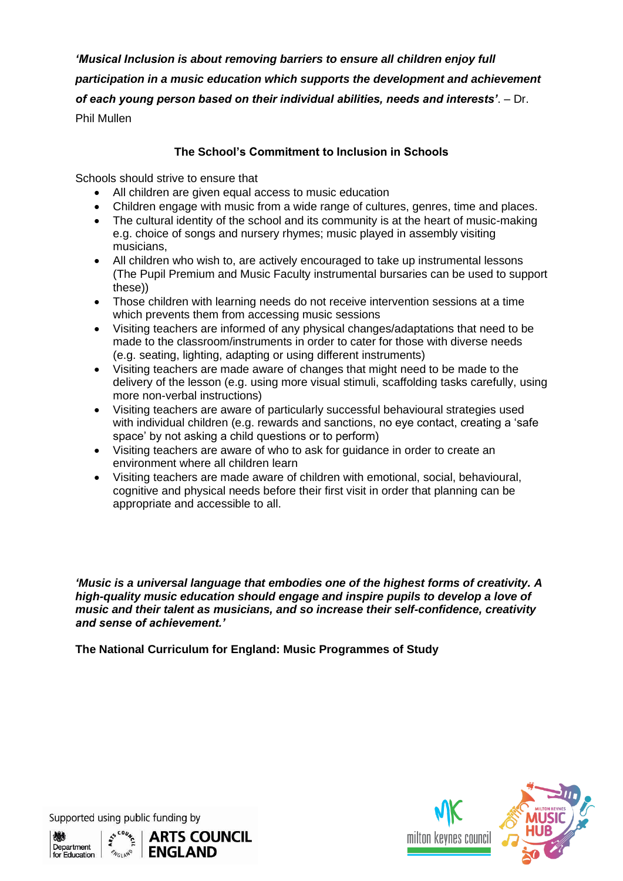***'Musical Inclusion is about removing barriers to ensure all children enjoy full participation in a music education which supports the development and achievement of each young person based on their individual abilities, needs and interests'***. – Dr. Phil Mullen

**The School's Commitment to Inclusion in Schools**

Schools should strive to ensure that

- All children are given equal access to music education
- Children engage with music from a wide range of cultures, genres, time and places.
- The cultural identity of the school and its community is at the heart of music-making e.g. choice of songs and nursery rhymes; music played in assembly visiting musicians,
- All children who wish to, are actively encouraged to take up instrumental lessons (The Pupil Premium and Music Faculty instrumental bursaries can be used to support these))
- Those children with learning needs do not receive intervention sessions at a time which prevents them from accessing music sessions
- Visiting teachers are informed of any physical changes/adaptations that need to be made to the classroom/instruments in order to cater for those with diverse needs (e.g. seating, lighting, adapting or using different instruments)
- Visiting teachers are made aware of changes that might need to be made to the delivery of the lesson (e.g. using more visual stimuli, scaffolding tasks carefully, using more non-verbal instructions)
- Visiting teachers are aware of particularly successful behavioural strategies used with individual children (e.g. rewards and sanctions, no eye contact, creating a 'safe space' by not asking a child questions or to perform)
- Visiting teachers are aware of who to ask for guidance in order to create an environment where all children learn
- Visiting teachers are made aware of children with emotional, social, behavioural, cognitive and physical needs before their first visit in order that planning can be appropriate and accessible to all.

***'Music is a universal language that embodies one of the highest forms of creativity. A high-quality music education should engage and inspire pupils to develop a love of music and their talent as musicians, and so increase their self-confidence, creativity and sense of achievement.'***

**The National Curriculum for England: Music Programmes of Study**

Supported using public funding by

Department for Education | ARTS COUNCIL ENGLAND

milton keynes council

MILTON KEYNES MUSIC HUB